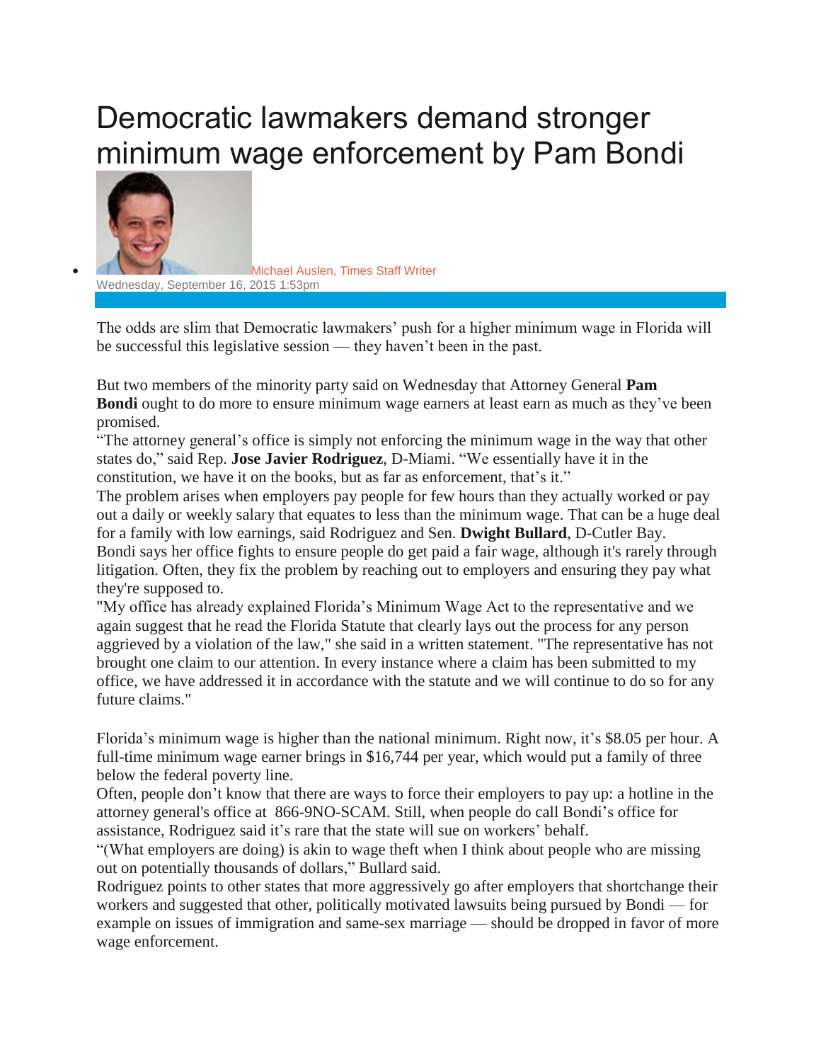# Democratic lawmakers demand stronger minimum wage enforcement by Pam Bondi

- Michael Auslen, Times Staff Writer

Wednesday, September 16, 2015 1:53pm

The odds are slim that Democratic lawmakers' push for a higher minimum wage in Florida will be successful this legislative session — they haven't been in the past.

But two members of the minority party said on Wednesday that Attorney General **Pam Bondi** ought to do more to ensure minimum wage earners at least earn as much as they've been promised.

"The attorney general's office is simply not enforcing the minimum wage in the way that other states do," said Rep. **Jose Javier Rodriguez**, D-Miami. "We essentially have it in the constitution, we have it on the books, but as far as enforcement, that's it."

The problem arises when employers pay people for few hours than they actually worked or pay out a daily or weekly salary that equates to less than the minimum wage. That can be a huge deal for a family with low earnings, said Rodriguez and Sen. **Dwight Bullard**, D-Cutler Bay.

Bondi says her office fights to ensure people do get paid a fair wage, although it's rarely through litigation. Often, they fix the problem by reaching out to employers and ensuring they pay what they're supposed to.

"My office has already explained Florida's Minimum Wage Act to the representative and we again suggest that he read the Florida Statute that clearly lays out the process for any person aggrieved by a violation of the law," she said in a written statement. "The representative has not brought one claim to our attention. In every instance where a claim has been submitted to my office, we have addressed it in accordance with the statute and we will continue to do so for any future claims."

Florida's minimum wage is higher than the national minimum. Right now, it's $8.05 per hour. A full-time minimum wage earner brings in $16,744 per year, which would put a family of three below the federal poverty line.

Often, people don't know that there are ways to force their employers to pay up: a hotline in the attorney general's office at 866-9NO-SCAM. Still, when people do call Bondi's office for assistance, Rodriguez said it's rare that the state will sue on workers' behalf.

"(What employers are doing) is akin to wage theft when I think about people who are missing out on potentially thousands of dollars," Bullard said.

Rodriguez points to other states that more aggressively go after employers that shortchange their workers and suggested that other, politically motivated lawsuits being pursued by Bondi — for example on issues of immigration and same-sex marriage — should be dropped in favor of more wage enforcement.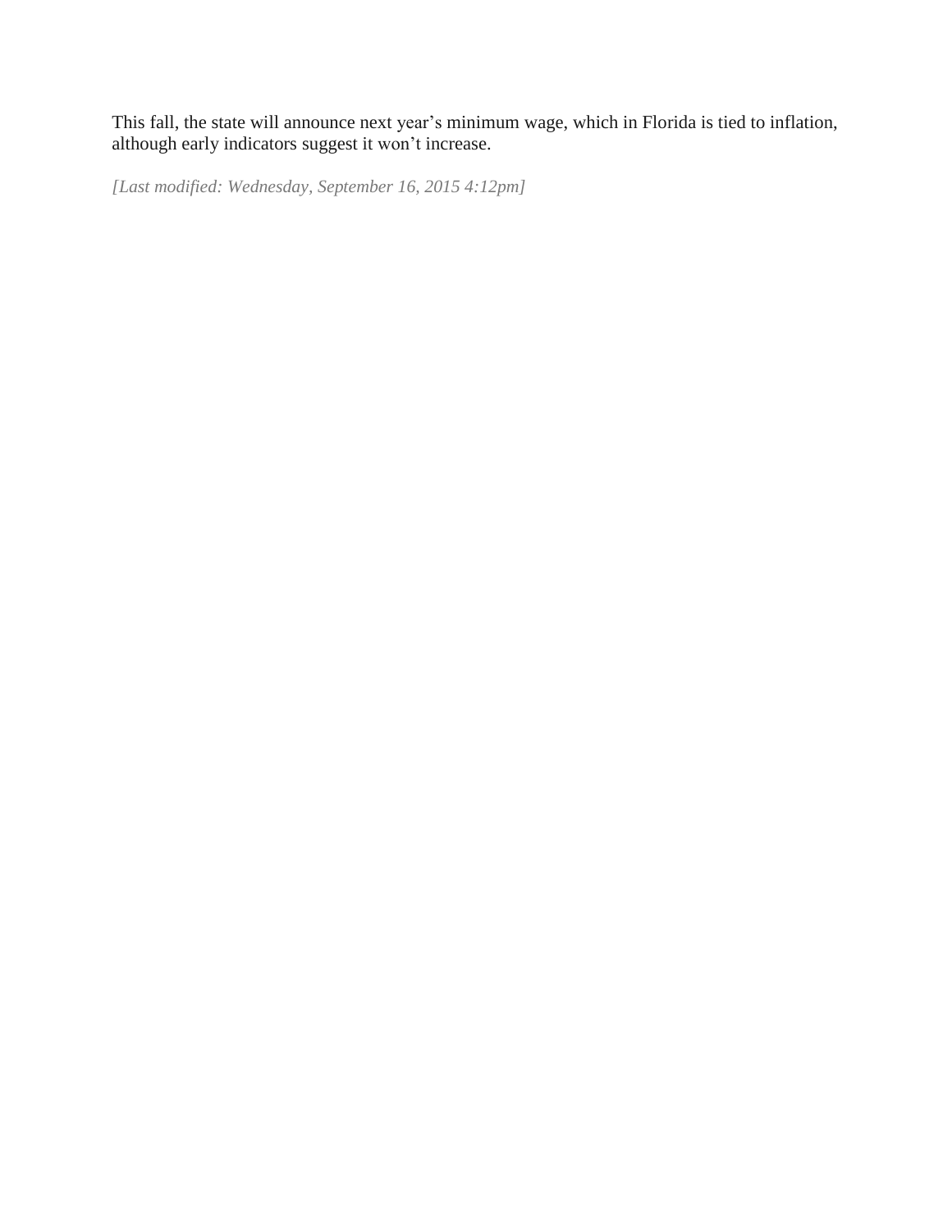This fall, the state will announce next year's minimum wage, which in Florida is tied to inflation, although early indicators suggest it won't increase.

*[Last modified: Wednesday, September 16, 2015 4:12pm]*